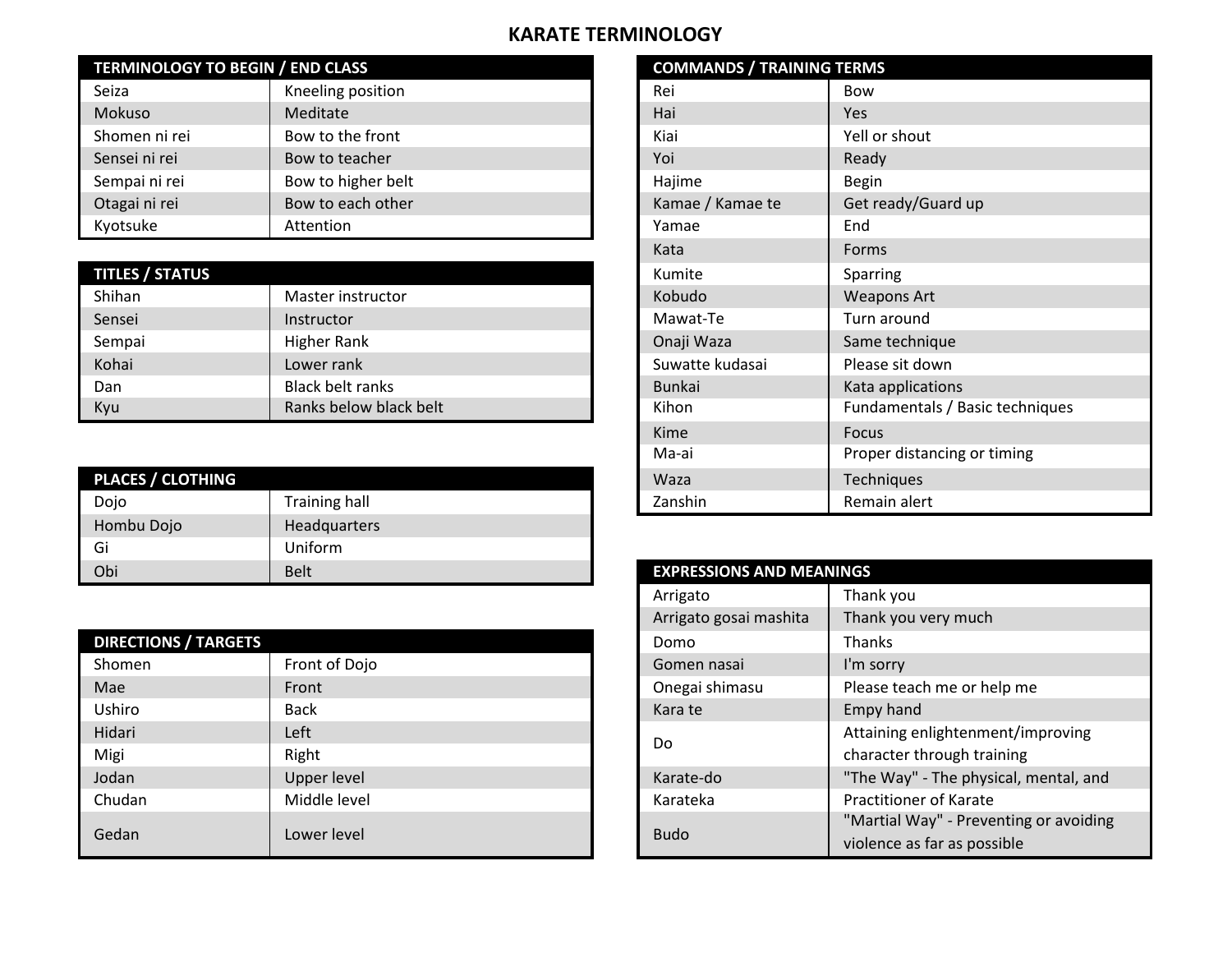# KARATE TERMINOLOGY

| TERMINOLOGY TO BEGIN / END CLASS | |
|---|---|
| Seiza | Kneeling position |
| Mokuso | Meditate |
| Shomen ni rei | Bow to the front |
| Sensei ni rei | Bow to teacher |
| Sempai ni rei | Bow to higher belt |
| Otagai ni rei | Bow to each other |
| Kyotsuke | Attention |

| TITLES / STATUS | |
|---|---|
| Shihan | Master instructor |
| Sensei | Instructor |
| Sempai | Higher Rank |
| Kohai | Lower rank |
| Dan | Black belt ranks |
| Kyu | Ranks below black belt |

| PLACES / CLOTHING | |
|---|---|
| Dojo | Training hall |
| Hombu Dojo | Headquarters |
| Gi | Uniform |
| Obi | Belt |

| DIRECTIONS / TARGETS | |
|---|---|
| Shomen | Front of Dojo |
| Mae | Front |
| Ushiro | Back |
| Hidari | Left |
| Migi | Right |
| Jodan | Upper level |
| Chudan | Middle level |
| Gedan | Lower level |

| COMMANDS / TRAINING TERMS | |
|---|---|
| Rei | Bow |
| Hai | Yes |
| Kiai | Yell or shout |
| Yoi | Ready |
| Hajime | Begin |
| Kamae / Kamae te | Get ready/Guard up |
| Yamae | End |
| Kata | Forms |
| Kumite | Sparring |
| Kobudo | Weapons Art |
| Mawat-Te | Turn around |
| Onaji Waza | Same technique |
| Suwatte kudasai | Please sit down |
| Bunkai | Kata applications |
| Kihon | Fundamentals / Basic techniques |
| Kime | Focus |
| Ma-ai | Proper distancing or timing |
| Waza | Techniques |
| Zanshin | Remain alert |

| EXPRESSIONS AND MEANINGS | |
|---|---|
| Arrigato | Thank you |
| Arrigato gosai mashita | Thank you very much |
| Domo | Thanks |
| Gomen nasai | I'm sorry |
| Onegai shimasu | Please teach me or help me |
| Kara te | Empy hand |
| Do | Attaining enlightenment/improving character through training |
| Karate-do | "The Way" - The physical, mental, and |
| Karateka | Practitioner of Karate |
| Budo | "Martial Way" - Preventing or avoiding violence as far as possible |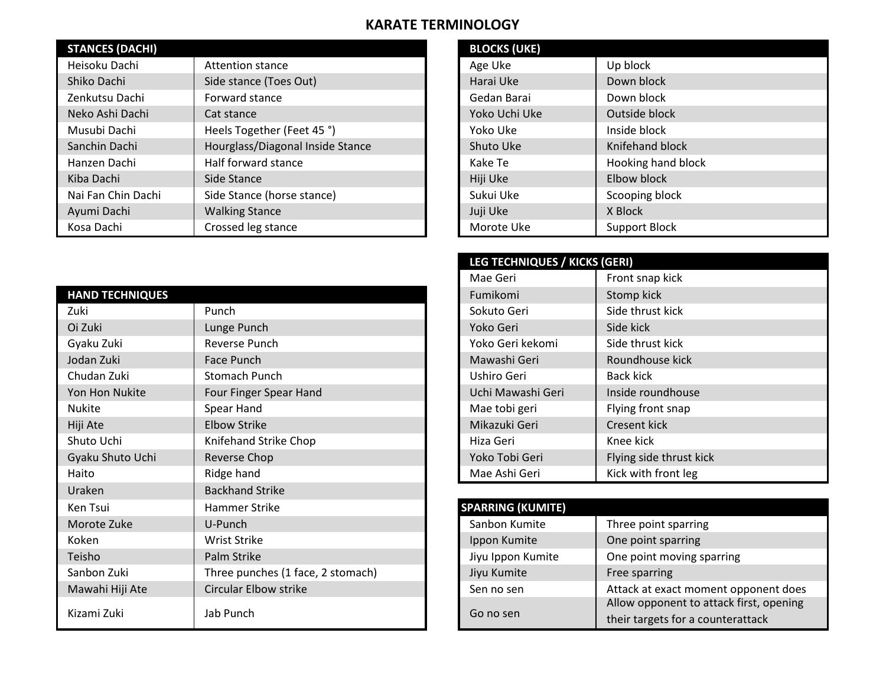# KARATE TERMINOLOGY

| STANCES (DACHI) | |
|---|---|
| Heisoku Dachi | Attention stance |
| Shiko Dachi | Side stance (Toes Out) |
| Zenkutsu Dachi | Forward stance |
| Neko Ashi Dachi | Cat stance |
| Musubi Dachi | Heels Together (Feet 45 °) |
| Sanchin Dachi | Hourglass/Diagonal Inside Stance |
| Hanzen Dachi | Half forward stance |
| Kiba Dachi | Side Stance |
| Nai Fan Chin Dachi | Side Stance (horse stance) |
| Ayumi Dachi | Walking Stance |
| Kosa Dachi | Crossed leg stance |

| HAND TECHNIQUES | |
|---|---|
| Zuki | Punch |
| Oi Zuki | Lunge Punch |
| Gyaku Zuki | Reverse Punch |
| Jodan Zuki | Face Punch |
| Chudan Zuki | Stomach Punch |
| Yon Hon Nukite | Four Finger Spear Hand |
| Nukite | Spear Hand |
| Hiji Ate | Elbow Strike |
| Shuto Uchi | Knifehand Strike Chop |
| Gyaku Shuto Uchi | Reverse Chop |
| Haito | Ridge hand |
| Uraken | Backhand Strike |
| Ken Tsui | Hammer Strike |
| Morote Zuke | U-Punch |
| Koken | Wrist Strike |
| Teisho | Palm Strike |
| Sanbon Zuki | Three punches (1 face, 2 stomach) |
| Mawahi Hiji Ate | Circular Elbow strike |
| Kizami Zuki | Jab Punch |

| BLOCKS (UKE) | |
|---|---|
| Age Uke | Up block |
| Harai Uke | Down block |
| Gedan Barai | Down block |
| Yoko Uchi Uke | Outside block |
| Yoko Uke | Inside block |
| Shuto Uke | Knifehand block |
| Kake Te | Hooking hand block |
| Hiji Uke | Elbow block |
| Sukui Uke | Scooping block |
| Juji Uke | X Block |
| Morote Uke | Support Block |

| LEG TECHNIQUES / KICKS (GERI) | |
|---|---|
| Mae Geri | Front snap kick |
| Fumikomi | Stomp kick |
| Sokuto Geri | Side thrust kick |
| Yoko Geri | Side kick |
| Yoko Geri kekomi | Side thrust kick |
| Mawashi Geri | Roundhouse kick |
| Ushiro Geri | Back kick |
| Uchi Mawashi Geri | Inside roundhouse |
| Mae tobi geri | Flying front snap |
| Mikazuki Geri | Cresent kick |
| Hiza Geri | Knee kick |
| Yoko Tobi Geri | Flying side thrust kick |
| Mae Ashi Geri | Kick with front leg |

| SPARRING (KUMITE) | |
|---|---|
| Sanbon Kumite | Three point sparring |
| Ippon Kumite | One point sparring |
| Jiyu Ippon Kumite | One point moving sparring |
| Jiyu Kumite | Free sparring |
| Sen no sen | Attack at exact moment opponent does |
| Go no sen | Allow opponent to attack first, opening their targets for a counterattack |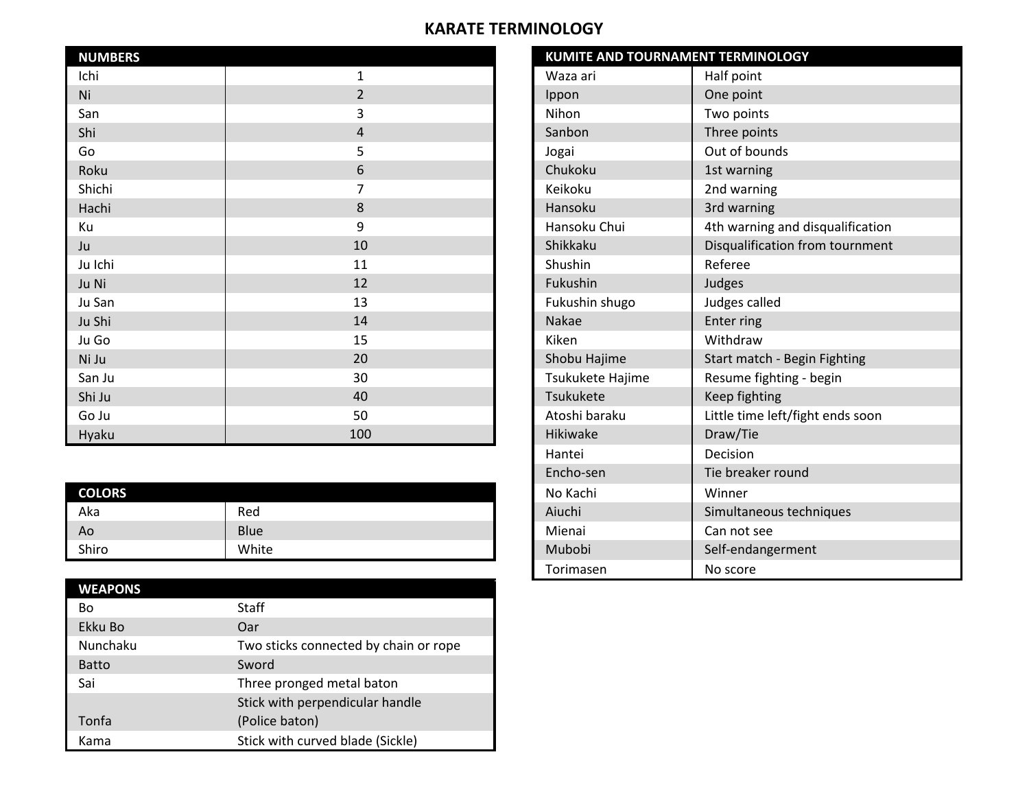# KARATE TERMINOLOGY

| NUMBERS | |
|---|---|
| Ichi | 1 |
| Ni | 2 |
| San | 3 |
| Shi | 4 |
| Go | 5 |
| Roku | 6 |
| Shichi | 7 |
| Hachi | 8 |
| Ku | 9 |
| Ju | 10 |
| Ju Ichi | 11 |
| Ju Ni | 12 |
| Ju San | 13 |
| Ju Shi | 14 |
| Ju Go | 15 |
| Ni Ju | 20 |
| San Ju | 30 |
| Shi Ju | 40 |
| Go Ju | 50 |
| Hyaku | 100 |

| COLORS | |
|---|---|
| Aka | Red |
| Ao | Blue |
| Shiro | White |

| WEAPONS | |
|---|---|
| Bo | Staff |
| Ekku Bo | Oar |
| Nunchaku | Two sticks connected by chain or rope |
| Batto | Sword |
| Sai | Three pronged metal baton |
| Tonfa | Stick with perpendicular handle (Police baton) |
| Kama | Stick with curved blade (Sickle) |

| KUMITE AND TOURNAMENT TERMINOLOGY | |
|---|---|
| Waza ari | Half point |
| Ippon | One point |
| Nihon | Two points |
| Sanbon | Three points |
| Jogai | Out of bounds |
| Chukoku | 1st warning |
| Keikoku | 2nd warning |
| Hansoku | 3rd warning |
| Hansoku Chui | 4th warning and disqualification |
| Shikkaku | Disqualification from tournment |
| Shushin | Referee |
| Fukushin | Judges |
| Fukushin shugo | Judges called |
| Nakae | Enter ring |
| Kiken | Withdraw |
| Shobu Hajime | Start match - Begin Fighting |
| Tsukukete Hajime | Resume fighting - begin |
| Tsukukete | Keep fighting |
| Atoshi baraku | Little time left/fight ends soon |
| Hikiwake | Draw/Tie |
| Hantei | Decision |
| Encho-sen | Tie breaker round |
| No Kachi | Winner |
| Aiuchi | Simultaneous techniques |
| Mienai | Can not see |
| Mubobi | Self-endangerment |
| Torimasen | No score |